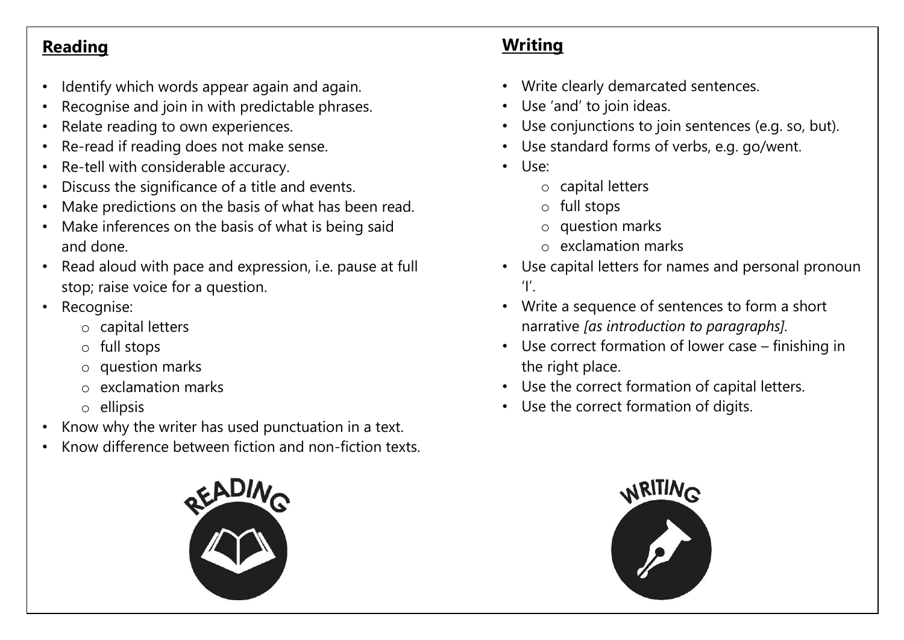## Reading

- Identify which words appear again and again.
- Recognise and join in with predictable phrases.
- Relate reading to own experiences.
- Re-read if reading does not make sense.
- Re-tell with considerable accuracy.
- Discuss the significance of a title and events.
- Make predictions on the basis of what has been read.
- Make inferences on the basis of what is being said and done.
- Read aloud with pace and expression, i.e. pause at full stop; raise voice for a question.
- Recognise:
  - capital letters
  - full stops
  - question marks
  - exclamation marks
  - ellipsis
- Know why the writer has used punctuation in a text.
- Know difference between fiction and non-fiction texts.

## Writing

- Write clearly demarcated sentences.
- Use 'and' to join ideas.
- Use conjunctions to join sentences (e.g. so, but).
- Use standard forms of verbs, e.g. go/went.
- Use:
  - capital letters
  - full stops
  - question marks
  - exclamation marks
- Use capital letters for names and personal pronoun 'I'.
- Write a sequence of sentences to form a short narrative *[as introduction to paragraphs]*.
- Use correct formation of lower case – finishing in the right place.
- Use the correct formation of capital letters.
- Use the correct formation of digits.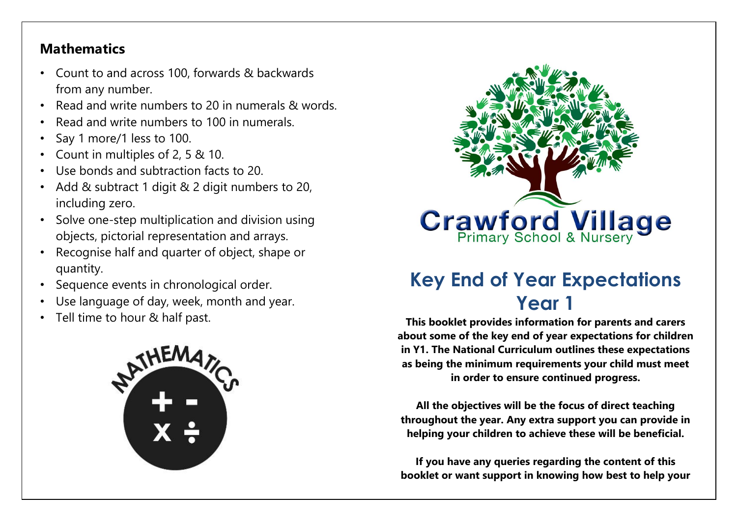## Mathematics

- Count to and across 100, forwards & backwards from any number.
- Read and write numbers to 20 in numerals & words.
- Read and write numbers to 100 in numerals.
- Say 1 more/1 less to 100.
- Count in multiples of 2, 5 & 10.
- Use bonds and subtraction facts to 20.
- Add & subtract 1 digit & 2 digit numbers to 20, including zero.
- Solve one-step multiplication and division using objects, pictorial representation and arrays.
- Recognise half and quarter of object, shape or quantity.
- Sequence events in chronological order.
- Use language of day, week, month and year.
- Tell time to hour & half past.

MATHEMATICS

Crawford Village
Primary School & Nursery

# Key End of Year Expectations Year 1

**This booklet provides information for parents and carers about some of the key end of year expectations for children in Y1. The National Curriculum outlines these expectations as being the minimum requirements your child must meet in order to ensure continued progress.**

**All the objectives will be the focus of direct teaching throughout the year. Any extra support you can provide in helping your children to achieve these will be beneficial.**

**If you have any queries regarding the content of this booklet or want support in knowing how best to help your**